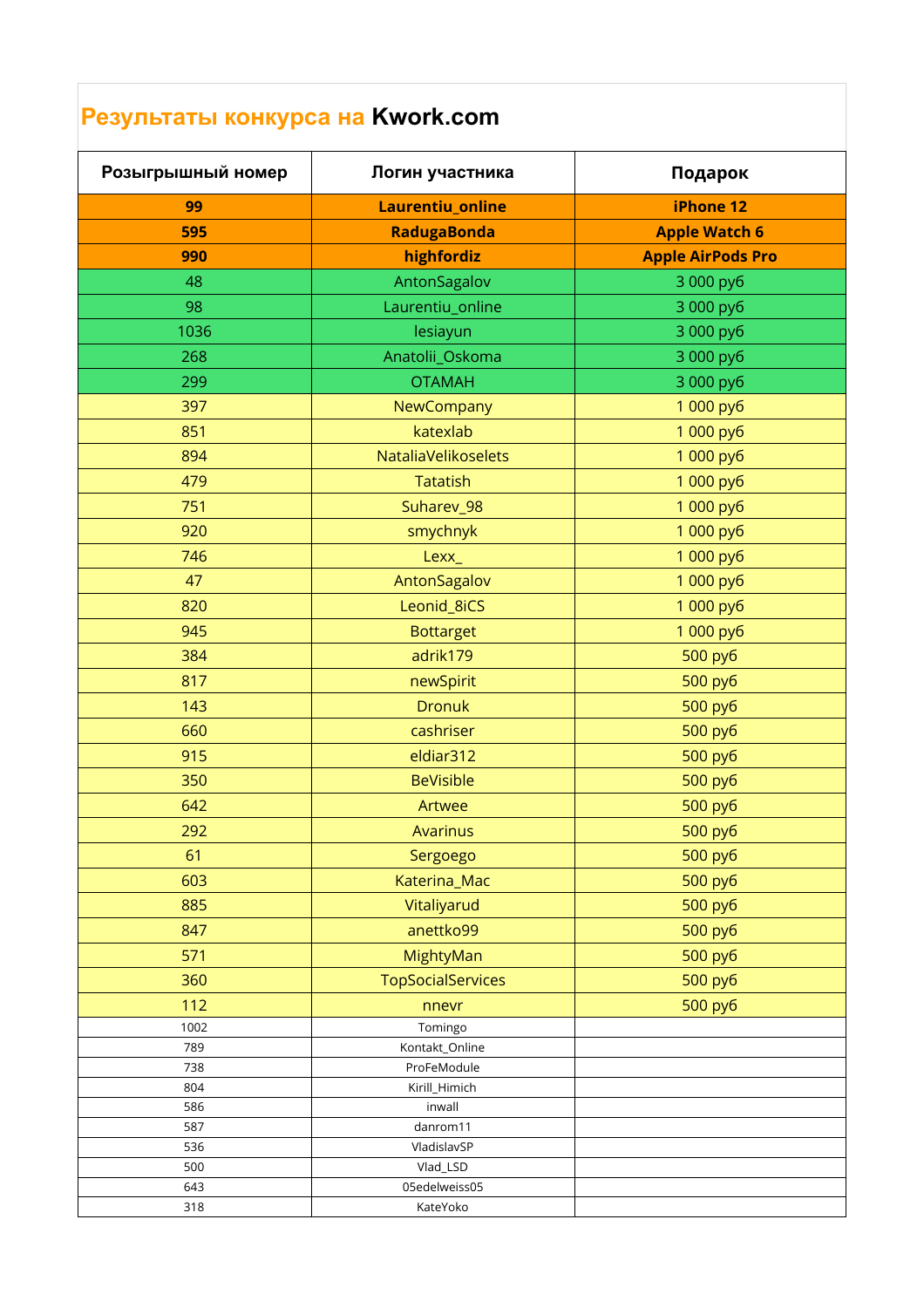# Результаты конкурса на Kwork.com

| Розыгрышный номер | Логин участника | Подарок |
|---|---|---|
| **99** | **Laurentiu_online** | **iPhone 12** |
| **595** | **RadugaBonda** | **Apple Watch 6** |
| **990** | **highfordiz** | **Apple AirPods Pro** |
| 48 | AntonSagalov | 3 000 руб |
| 98 | Laurentiu_online | 3 000 руб |
| 1036 | lesiayun | 3 000 руб |
| 268 | Anatolii_Oskoma | 3 000 руб |
| 299 | OTAMAH | 3 000 руб |
| 397 | NewCompany | 1 000 руб |
| 851 | katexlab | 1 000 руб |
| 894 | NataliaVelikoselets | 1 000 руб |
| 479 | Tatatish | 1 000 руб |
| 751 | Suharev_98 | 1 000 руб |
| 920 | smychnyk | 1 000 руб |
| 746 | Lexx_ | 1 000 руб |
| 47 | AntonSagalov | 1 000 руб |
| 820 | Leonid_8iCS | 1 000 руб |
| 945 | Bottarget | 1 000 руб |
| 384 | adrik179 | 500 руб |
| 817 | newSpirit | 500 руб |
| 143 | Dronuk | 500 руб |
| 660 | cashriser | 500 руб |
| 915 | eldiar312 | 500 руб |
| 350 | BeVisible | 500 руб |
| 642 | Artwee | 500 руб |
| 292 | Avarinus | 500 руб |
| 61 | Sergoego | 500 руб |
| 603 | Katerina_Mac | 500 руб |
| 885 | Vitaliyarud | 500 руб |
| 847 | anettko99 | 500 руб |
| 571 | MightyMan | 500 руб |
| 360 | TopSocialServices | 500 руб |
| 112 | nnevr | 500 руб |
| 1002 | Tomingo | |
| 789 | Kontakt_Online | |
| 738 | ProFeModule | |
| 804 | Kirill_Himich | |
| 586 | inwall | |
| 587 | danrom11 | |
| 536 | VladislavSP | |
| 500 | Vlad_LSD | |
| 643 | 05edelweiss05 | |
| 318 | KateYoko | |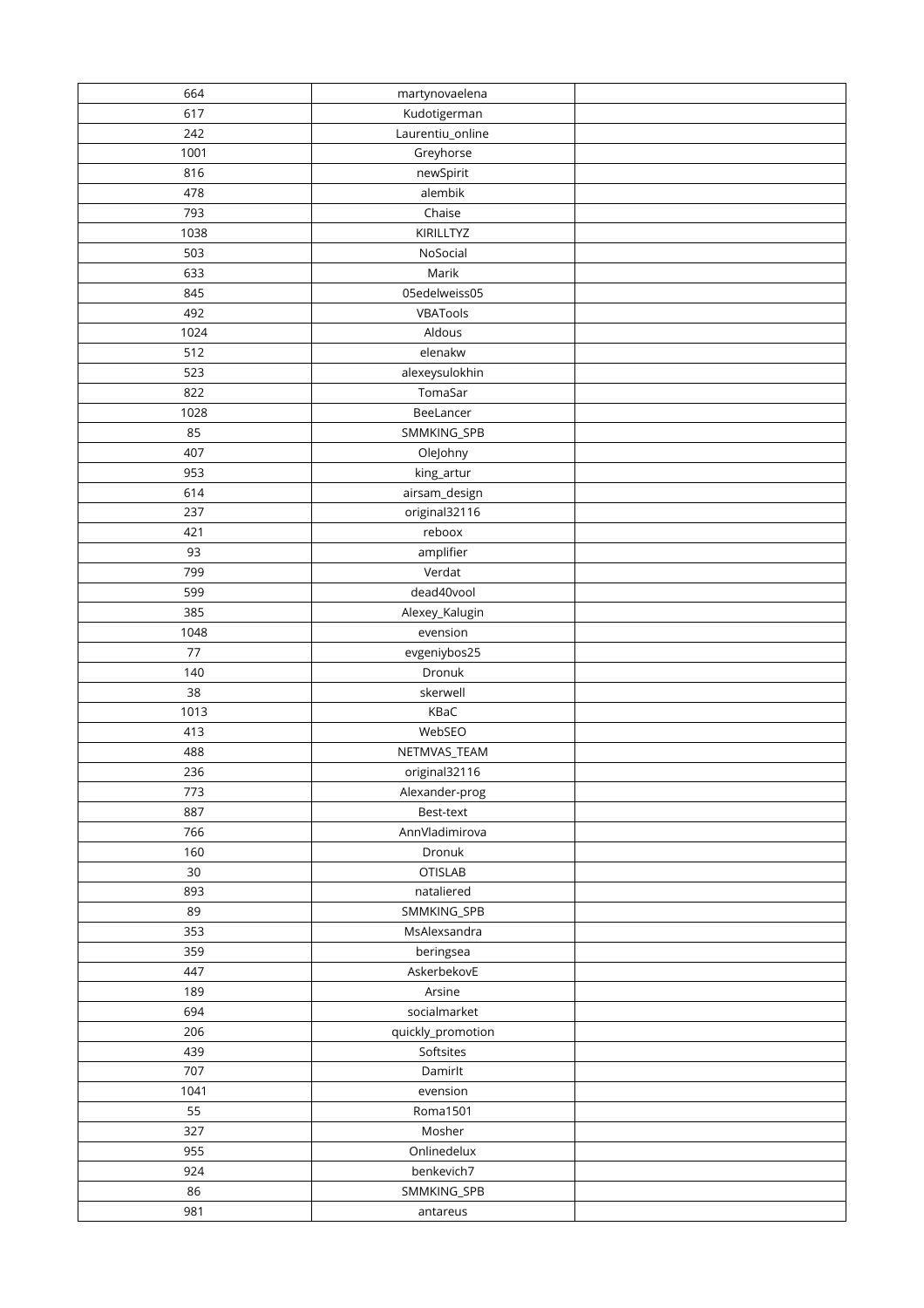| | | |
|---|---|---|
| 664 | martynovaelena | |
| 617 | Kudotigerman | |
| 242 | Laurentiu_online | |
| 1001 | Greyhorse | |
| 816 | newSpirit | |
| 478 | alembik | |
| 793 | Chaise | |
| 1038 | KIRILLTYZ | |
| 503 | NoSocial | |
| 633 | Marik | |
| 845 | 05edelweiss05 | |
| 492 | VBATools | |
| 1024 | Aldous | |
| 512 | elenakw | |
| 523 | alexeysulokhin | |
| 822 | TomaSar | |
| 1028 | BeeLancer | |
| 85 | SMMKING_SPB | |
| 407 | OleJohny | |
| 953 | king_artur | |
| 614 | airsam_design | |
| 237 | original32116 | |
| 421 | reboox | |
| 93 | amplifier | |
| 799 | Verdat | |
| 599 | dead40vool | |
| 385 | Alexey_Kalugin | |
| 1048 | evension | |
| 77 | evgeniybos25 | |
| 140 | Dronuk | |
| 38 | skerwell | |
| 1013 | KBaC | |
| 413 | WebSEO | |
| 488 | NETMVAS_TEAM | |
| 236 | original32116 | |
| 773 | Alexander-prog | |
| 887 | Best-text | |
| 766 | AnnVladimirova | |
| 160 | Dronuk | |
| 30 | OTISLAB | |
| 893 | nataliered | |
| 89 | SMMKING_SPB | |
| 353 | MsAlexsandra | |
| 359 | beringsea | |
| 447 | AskerbekovE | |
| 189 | Arsine | |
| 694 | socialmarket | |
| 206 | quickly_promotion | |
| 439 | Softsites | |
| 707 | DamirIt | |
| 1041 | evension | |
| 55 | Roma1501 | |
| 327 | Mosher | |
| 955 | Onlinedelux | |
| 924 | benkevich7 | |
| 86 | SMMKING_SPB | |
| 981 | antareus | |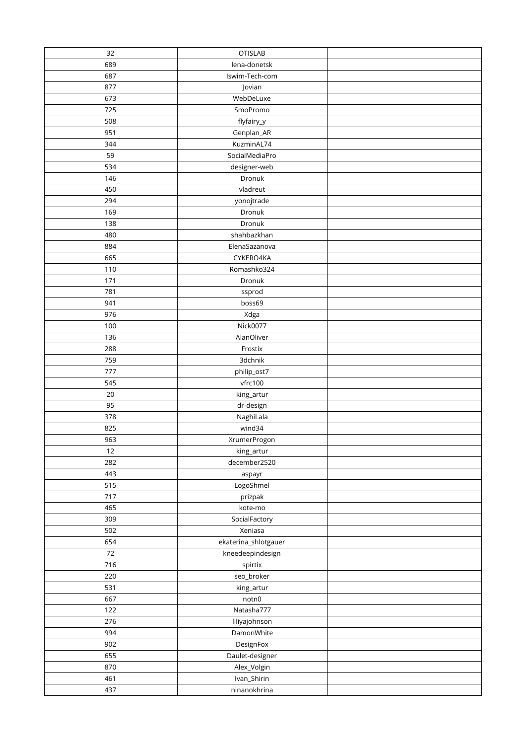| 32 | OTISLAB | |
|---|---|---|
| 689 | lena-donetsk | |
| 687 | Iswim-Tech-com | |
| 877 | Jovian | |
| 673 | WebDeLuxe | |
| 725 | SmoPromo | |
| 508 | flyfairy_y | |
| 951 | Genplan_AR | |
| 344 | KuzminAL74 | |
| 59 | SocialMediaPro | |
| 534 | designer-web | |
| 146 | Dronuk | |
| 450 | vladreut | |
| 294 | yonojtrade | |
| 169 | Dronuk | |
| 138 | Dronuk | |
| 480 | shahbazkhan | |
| 884 | ElenaSazanova | |
| 665 | CYKERO4KA | |
| 110 | Romashko324 | |
| 171 | Dronuk | |
| 781 | ssprod | |
| 941 | boss69 | |
| 976 | Xdga | |
| 100 | Nick0077 | |
| 136 | AlanOliver | |
| 288 | Frostix | |
| 759 | 3dchnik | |
| 777 | philip_ost7 | |
| 545 | vfrc100 | |
| 20 | king_artur | |
| 95 | dr-design | |
| 378 | NaghiLala | |
| 825 | wind34 | |
| 963 | XrumerProgon | |
| 12 | king_artur | |
| 282 | december2520 | |
| 443 | aspayr | |
| 515 | LogoShmel | |
| 717 | prizpak | |
| 465 | kote-mo | |
| 309 | SocialFactory | |
| 502 | Xeniasa | |
| 654 | ekaterina_shlotgauer | |
| 72 | kneedeepindesign | |
| 716 | spirtix | |
| 220 | seo_broker | |
| 531 | king_artur | |
| 667 | notn0 | |
| 122 | Natasha777 | |
| 276 | liliyajohnson | |
| 994 | DamonWhite | |
| 902 | DesignFox | |
| 655 | Daulet-designer | |
| 870 | Alex_Volgin | |
| 461 | Ivan_Shirin | |
| 437 | ninanokhrina | |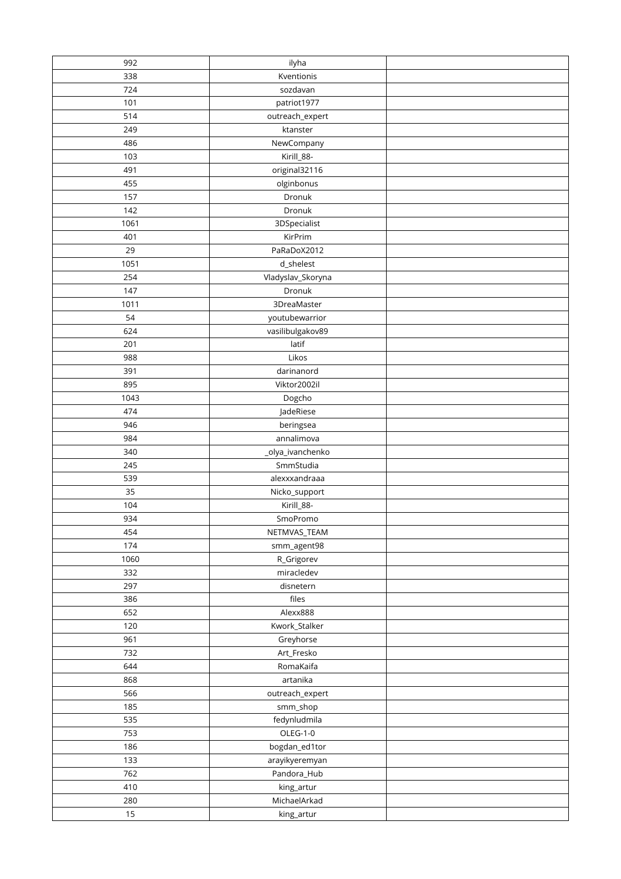| 992 | ilyha | |
|---|---|---|
| 338 | Kventionis | |
| 724 | sozdavan | |
| 101 | patriot1977 | |
| 514 | outreach_expert | |
| 249 | ktanster | |
| 486 | NewCompany | |
| 103 | Kirill_88- | |
| 491 | original32116 | |
| 455 | olginbonus | |
| 157 | Dronuk | |
| 142 | Dronuk | |
| 1061 | 3DSpecialist | |
| 401 | KirPrim | |
| 29 | PaRaDoX2012 | |
| 1051 | d_shelest | |
| 254 | Vladyslav_Skoryna | |
| 147 | Dronuk | |
| 1011 | 3DreaMaster | |
| 54 | youtubewarrior | |
| 624 | vasilibulgakov89 | |
| 201 | latif | |
| 988 | Likos | |
| 391 | darinanord | |
| 895 | Viktor2002il | |
| 1043 | Dogcho | |
| 474 | JadeRiese | |
| 946 | beringsea | |
| 984 | annalimova | |
| 340 | _olya_ivanchenko | |
| 245 | SmmStudia | |
| 539 | alexxxandraaa | |
| 35 | Nicko_support | |
| 104 | Kirill_88- | |
| 934 | SmoPromo | |
| 454 | NETMVAS_TEAM | |
| 174 | smm_agent98 | |
| 1060 | R_Grigorev | |
| 332 | miracledev | |
| 297 | disnetern | |
| 386 | files | |
| 652 | Alexx888 | |
| 120 | Kwork_Stalker | |
| 961 | Greyhorse | |
| 732 | Art_Fresko | |
| 644 | RomaKaifa | |
| 868 | artanika | |
| 566 | outreach_expert | |
| 185 | smm_shop | |
| 535 | fedynludmila | |
| 753 | OLEG-1-0 | |
| 186 | bogdan_ed1tor | |
| 133 | arayikyeremyan | |
| 762 | Pandora_Hub | |
| 410 | king_artur | |
| 280 | MichaelArkad | |
| 15 | king_artur | |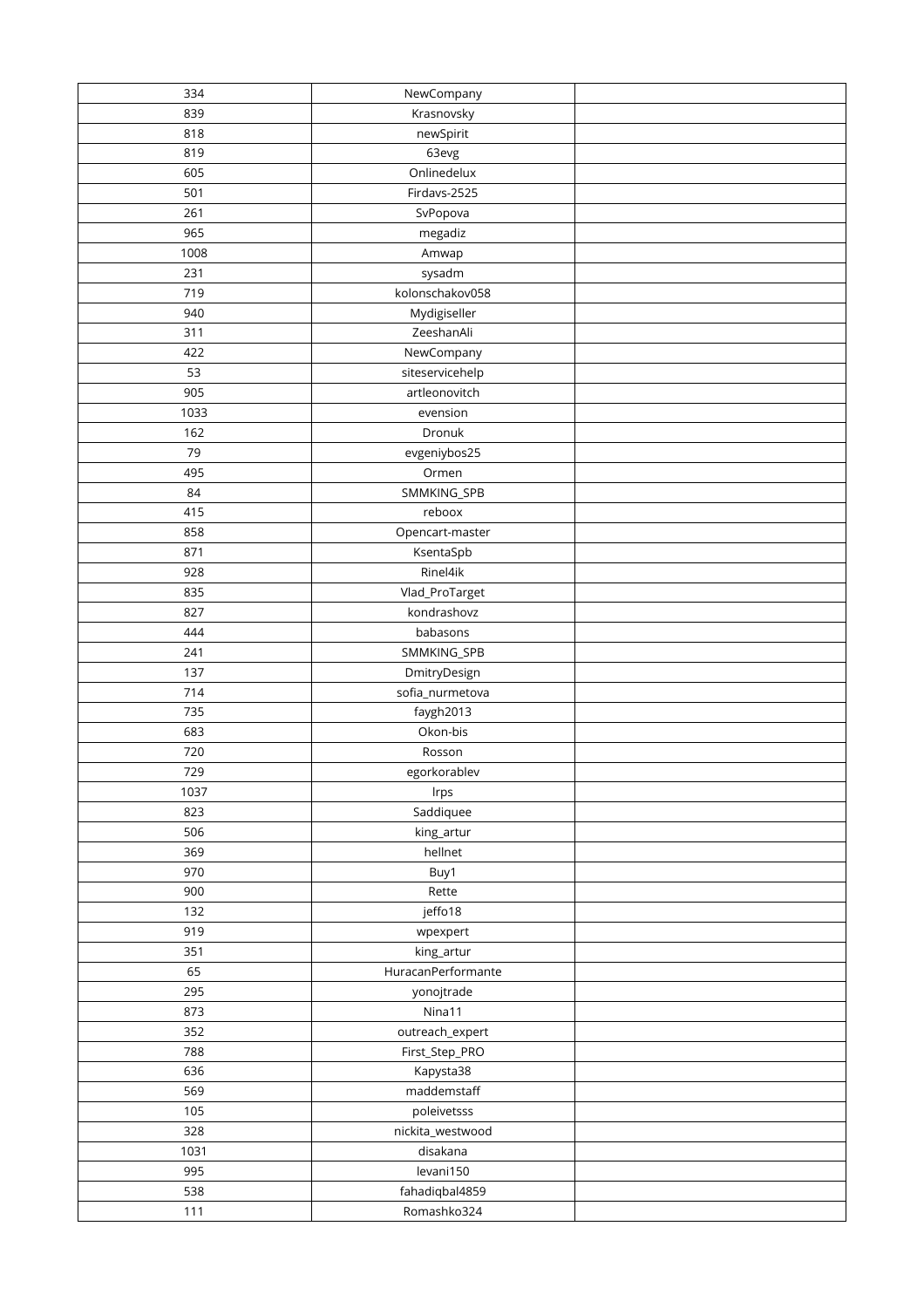| 334 | NewCompany | |
|---|---|---|
| 839 | Krasnovsky | |
| 818 | newSpirit | |
| 819 | 63evg | |
| 605 | Onlinedelux | |
| 501 | Firdavs-2525 | |
| 261 | SvPopova | |
| 965 | megadiz | |
| 1008 | Amwap | |
| 231 | sysadm | |
| 719 | kolonschakov058 | |
| 940 | Mydigiseller | |
| 311 | ZeeshanAli | |
| 422 | NewCompany | |
| 53 | siteservicehelp | |
| 905 | artleonovitch | |
| 1033 | evension | |
| 162 | Dronuk | |
| 79 | evgeniybos25 | |
| 495 | Ormen | |
| 84 | SMMKING_SPB | |
| 415 | reboox | |
| 858 | Opencart-master | |
| 871 | KsentaSpb | |
| 928 | Rinel4ik | |
| 835 | Vlad_ProTarget | |
| 827 | kondrashovz | |
| 444 | babasons | |
| 241 | SMMKING_SPB | |
| 137 | DmitryDesign | |
| 714 | sofia_nurmetova | |
| 735 | faygh2013 | |
| 683 | Okon-bis | |
| 720 | Rosson | |
| 729 | egorkorablev | |
| 1037 | lrps | |
| 823 | Saddiquee | |
| 506 | king_artur | |
| 369 | hellnet | |
| 970 | Buy1 | |
| 900 | Rette | |
| 132 | jeffo18 | |
| 919 | wpexpert | |
| 351 | king_artur | |
| 65 | HuracanPerformante | |
| 295 | yonojtrade | |
| 873 | Nina11 | |
| 352 | outreach_expert | |
| 788 | First_Step_PRO | |
| 636 | Kapysta38 | |
| 569 | maddemstaff | |
| 105 | poleivetsss | |
| 328 | nickita_westwood | |
| 1031 | disakana | |
| 995 | levani150 | |
| 538 | fahadiqbal4859 | |
| 111 | Romashko324 | |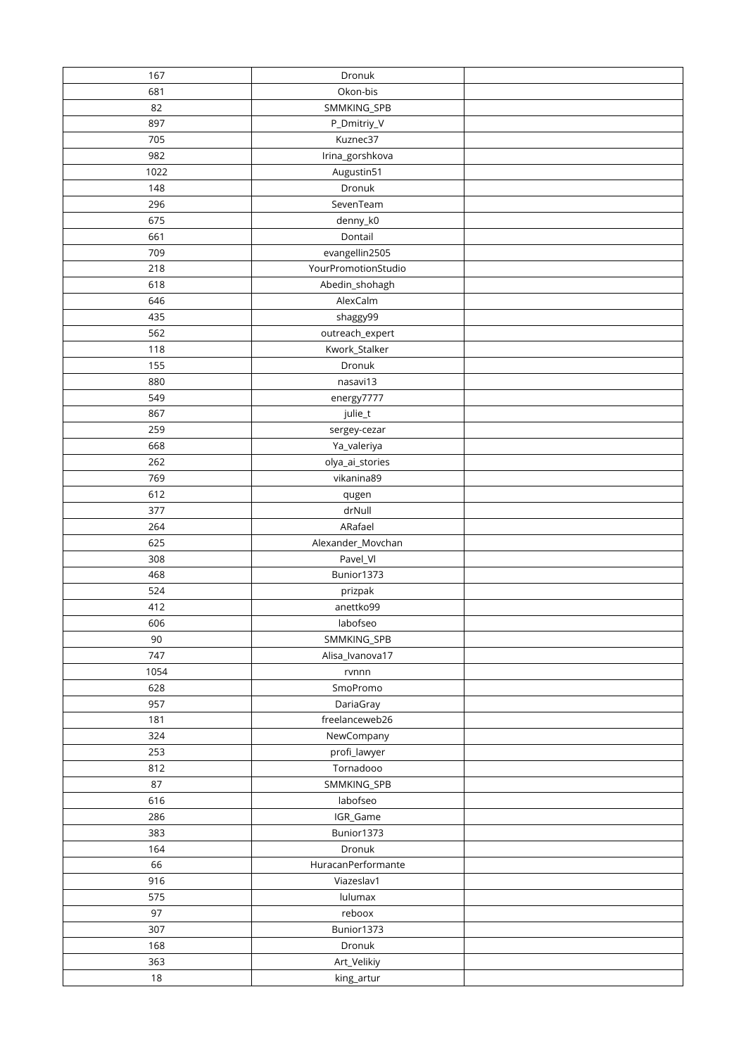| | | |
|---|---|---|
| 167 | Dronuk | |
| 681 | Okon-bis | |
| 82 | SMMKING_SPB | |
| 897 | P_Dmitriy_V | |
| 705 | Kuznec37 | |
| 982 | Irina_gorshkova | |
| 1022 | Augustin51 | |
| 148 | Dronuk | |
| 296 | SevenTeam | |
| 675 | denny_k0 | |
| 661 | Dontail | |
| 709 | evangellin2505 | |
| 218 | YourPromotionStudio | |
| 618 | Abedin_shohagh | |
| 646 | AlexCalm | |
| 435 | shaggy99 | |
| 562 | outreach_expert | |
| 118 | Kwork_Stalker | |
| 155 | Dronuk | |
| 880 | nasavi13 | |
| 549 | energy7777 | |
| 867 | julie_t | |
| 259 | sergey-cezar | |
| 668 | Ya_valeriya | |
| 262 | olya_ai_stories | |
| 769 | vikanina89 | |
| 612 | qugen | |
| 377 | drNull | |
| 264 | ARafael | |
| 625 | Alexander_Movchan | |
| 308 | Pavel_Vl | |
| 468 | Bunior1373 | |
| 524 | prizpak | |
| 412 | anettko99 | |
| 606 | labofseo | |
| 90 | SMMKING_SPB | |
| 747 | Alisa_Ivanova17 | |
| 1054 | rvnnn | |
| 628 | SmoPromo | |
| 957 | DariaGray | |
| 181 | freelanceweb26 | |
| 324 | NewCompany | |
| 253 | profi_lawyer | |
| 812 | Tornadooo | |
| 87 | SMMKING_SPB | |
| 616 | labofseo | |
| 286 | IGR_Game | |
| 383 | Bunior1373 | |
| 164 | Dronuk | |
| 66 | HuracanPerformante | |
| 916 | Viazeslav1 | |
| 575 | lulumax | |
| 97 | reboox | |
| 307 | Bunior1373 | |
| 168 | Dronuk | |
| 363 | Art_Velikiy | |
| 18 | king_artur | |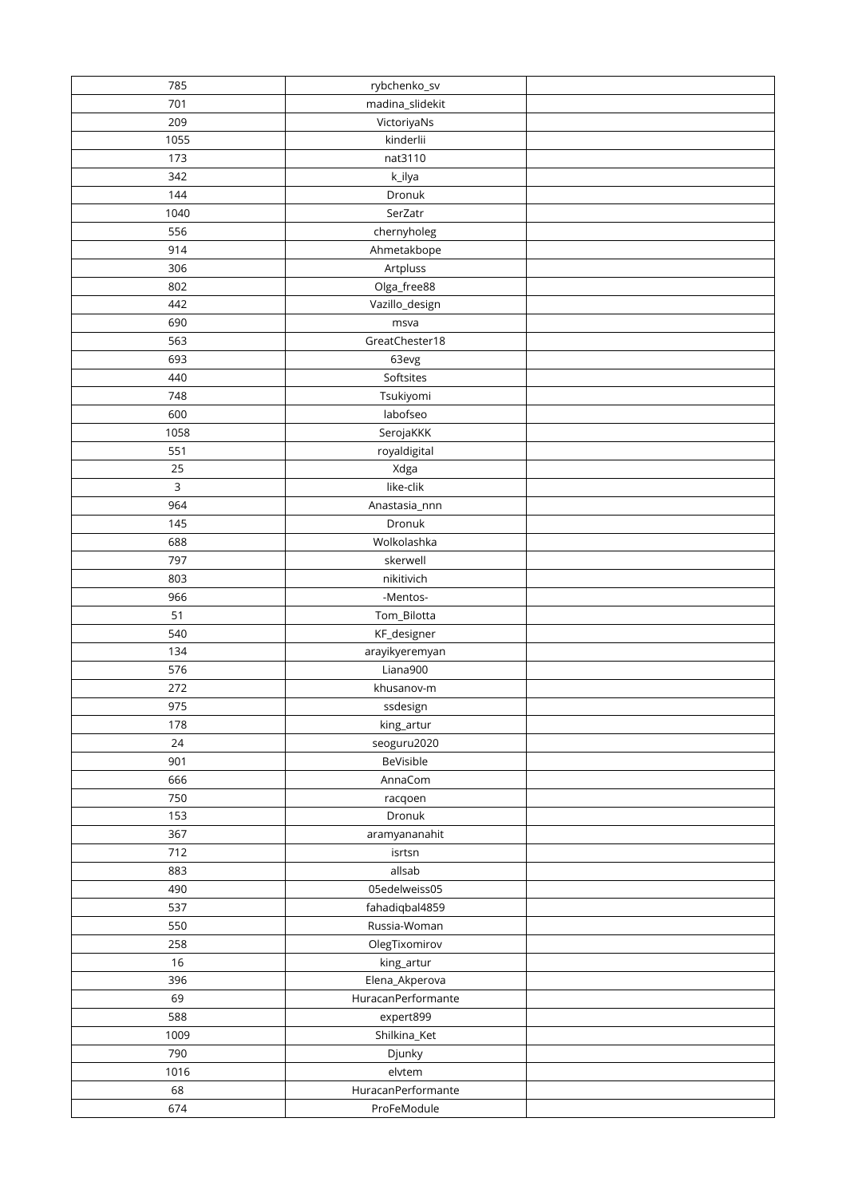| 785 | rybchenko_sv | |
|---|---|---|
| 701 | madina_slidekit | |
| 209 | VictoriyaNs | |
| 1055 | kinderlii | |
| 173 | nat3110 | |
| 342 | k_ilya | |
| 144 | Dronuk | |
| 1040 | SerZatr | |
| 556 | chernyholeg | |
| 914 | Ahmetakbope | |
| 306 | Artpluss | |
| 802 | Olga_free88 | |
| 442 | Vazillo_design | |
| 690 | msva | |
| 563 | GreatChester18 | |
| 693 | 63evg | |
| 440 | Softsites | |
| 748 | Tsukiyomi | |
| 600 | labofseo | |
| 1058 | SerojaKKK | |
| 551 | royaldigital | |
| 25 | Xdga | |
| 3 | like-clik | |
| 964 | Anastasia_nnn | |
| 145 | Dronuk | |
| 688 | Wolkolashka | |
| 797 | skerwell | |
| 803 | nikitivich | |
| 966 | -Mentos- | |
| 51 | Tom_Bilotta | |
| 540 | KF_designer | |
| 134 | arayikyeremyan | |
| 576 | Liana900 | |
| 272 | khusanov-m | |
| 975 | ssdesign | |
| 178 | king_artur | |
| 24 | seoguru2020 | |
| 901 | BeVisible | |
| 666 | AnnaCom | |
| 750 | racqoen | |
| 153 | Dronuk | |
| 367 | aramyananahit | |
| 712 | isrtsn | |
| 883 | allsab | |
| 490 | 05edelweiss05 | |
| 537 | fahadiqbal4859 | |
| 550 | Russia-Woman | |
| 258 | OlegTixomirov | |
| 16 | king_artur | |
| 396 | Elena_Akperova | |
| 69 | HuracanPerformante | |
| 588 | expert899 | |
| 1009 | Shilkina_Ket | |
| 790 | Djunky | |
| 1016 | elvtem | |
| 68 | HuracanPerformante | |
| 674 | ProFeModule | |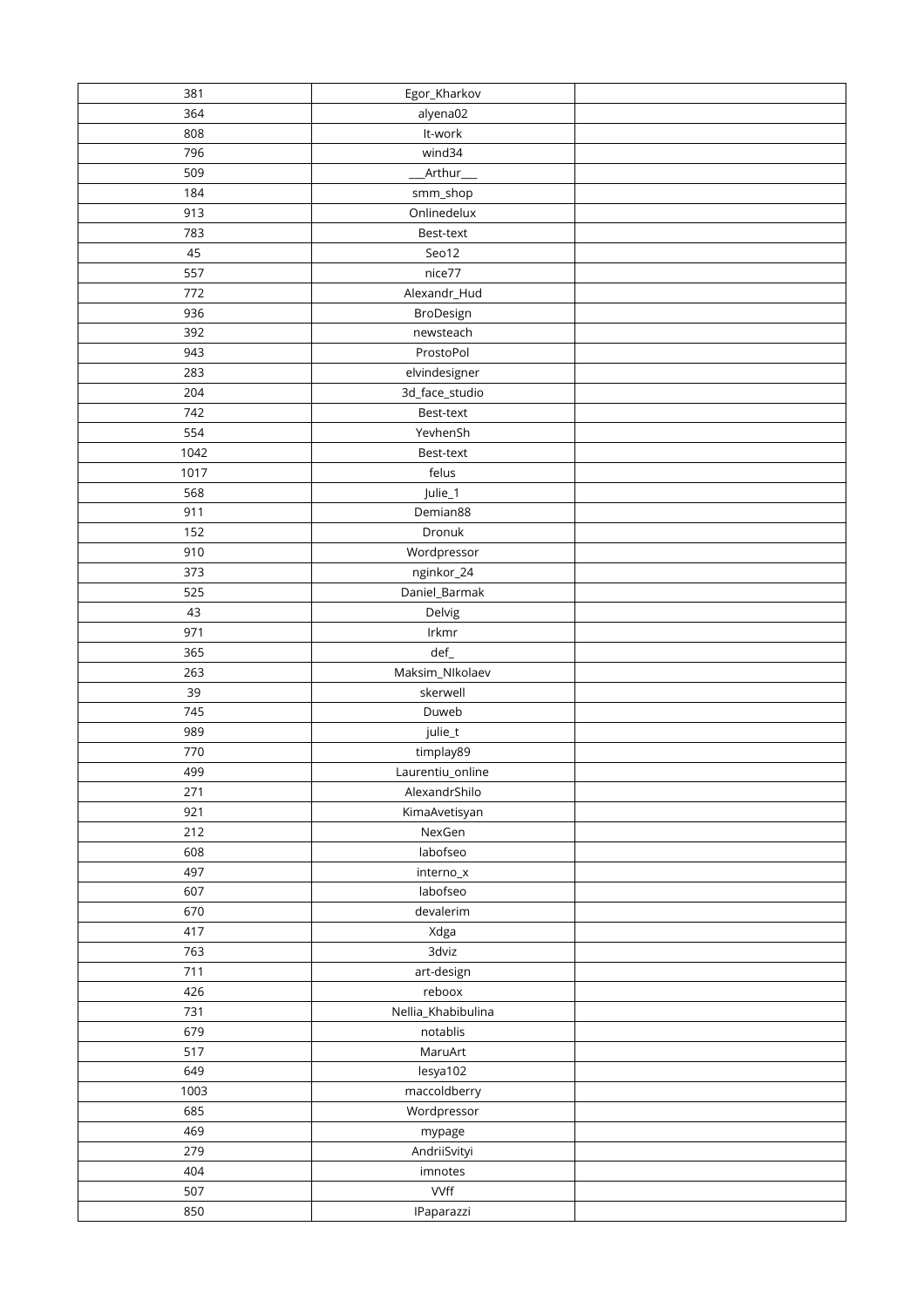| 381 | Egor_Kharkov | |
|---|---|---|
| 364 | alyena02 | |
| 808 | It-work | |
| 796 | wind34 | |
| 509 | ___Arthur___ | |
| 184 | smm_shop | |
| 913 | Onlinedelux | |
| 783 | Best-text | |
| 45 | Seo12 | |
| 557 | nice77 | |
| 772 | Alexandr_Hud | |
| 936 | BroDesign | |
| 392 | newsteach | |
| 943 | ProstoPol | |
| 283 | elvindesigner | |
| 204 | 3d_face_studio | |
| 742 | Best-text | |
| 554 | YevhenSh | |
| 1042 | Best-text | |
| 1017 | felus | |
| 568 | Julie_1 | |
| 911 | Demian88 | |
| 152 | Dronuk | |
| 910 | Wordpressor | |
| 373 | nginkor_24 | |
| 525 | Daniel_Barmak | |
| 43 | Delvig | |
| 971 | Irkmr | |
| 365 | def_ | |
| 263 | Maksim_NIkolaev | |
| 39 | skerwell | |
| 745 | Duweb | |
| 989 | julie_t | |
| 770 | timplay89 | |
| 499 | Laurentiu_online | |
| 271 | AlexandrShilo | |
| 921 | KimaAvetisyan | |
| 212 | NexGen | |
| 608 | labofseo | |
| 497 | interno_x | |
| 607 | labofseo | |
| 670 | devalerim | |
| 417 | Xdga | |
| 763 | 3dviz | |
| 711 | art-design | |
| 426 | reboox | |
| 731 | Nellia_Khabibulina | |
| 679 | notablis | |
| 517 | MaruArt | |
| 649 | lesya102 | |
| 1003 | maccoldberry | |
| 685 | Wordpressor | |
| 469 | mypage | |
| 279 | AndriiSvityi | |
| 404 | imnotes | |
| 507 | VVff | |
| 850 | IPaparazzi | |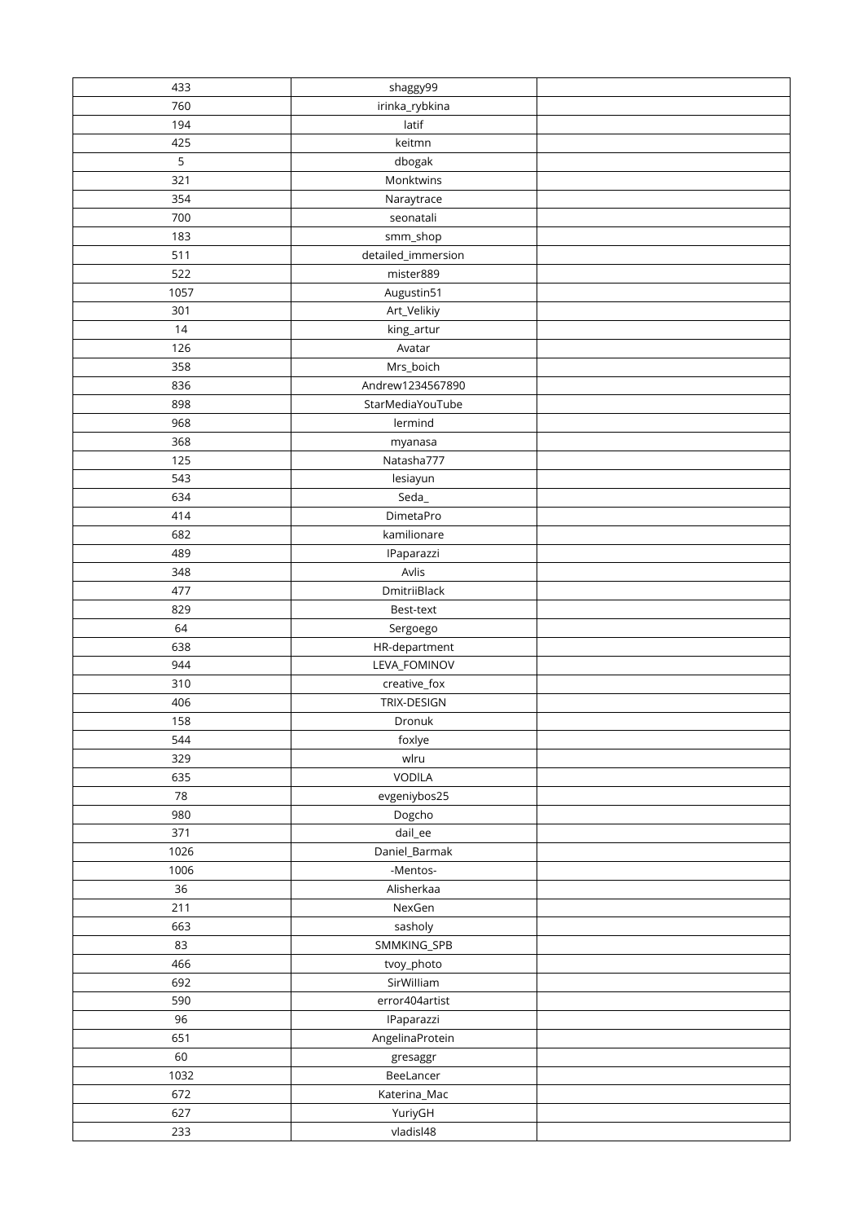| | | |
|---|---|---|
| 433 | shaggy99 | |
| 760 | irinka_rybkina | |
| 194 | latif | |
| 425 | keitmn | |
| 5 | dbogak | |
| 321 | Monktwins | |
| 354 | Naraytrace | |
| 700 | seonatali | |
| 183 | smm_shop | |
| 511 | detailed_immersion | |
| 522 | mister889 | |
| 1057 | Augustin51 | |
| 301 | Art_Velikiy | |
| 14 | king_artur | |
| 126 | Avatar | |
| 358 | Mrs_boich | |
| 836 | Andrew1234567890 | |
| 898 | StarMediaYouTube | |
| 968 | lermind | |
| 368 | myanasa | |
| 125 | Natasha777 | |
| 543 | lesiayun | |
| 634 | Seda_ | |
| 414 | DimetaPro | |
| 682 | kamilionare | |
| 489 | IPaparazzi | |
| 348 | Avlis | |
| 477 | DmitriiBlack | |
| 829 | Best-text | |
| 64 | Sergoego | |
| 638 | HR-department | |
| 944 | LEVA_FOMINOV | |
| 310 | creative_fox | |
| 406 | TRIX-DESIGN | |
| 158 | Dronuk | |
| 544 | foxlye | |
| 329 | wlru | |
| 635 | VODILA | |
| 78 | evgeniybos25 | |
| 980 | Dogcho | |
| 371 | dail_ee | |
| 1026 | Daniel_Barmak | |
| 1006 | -Mentos- | |
| 36 | Alisherkaa | |
| 211 | NexGen | |
| 663 | sasholy | |
| 83 | SMMKING_SPB | |
| 466 | tvoy_photo | |
| 692 | SirWilliam | |
| 590 | error404artist | |
| 96 | IPaparazzi | |
| 651 | AngelinaProtein | |
| 60 | gresaggr | |
| 1032 | BeeLancer | |
| 672 | Katerina_Mac | |
| 627 | YuriyGH | |
| 233 | vladisl48 | |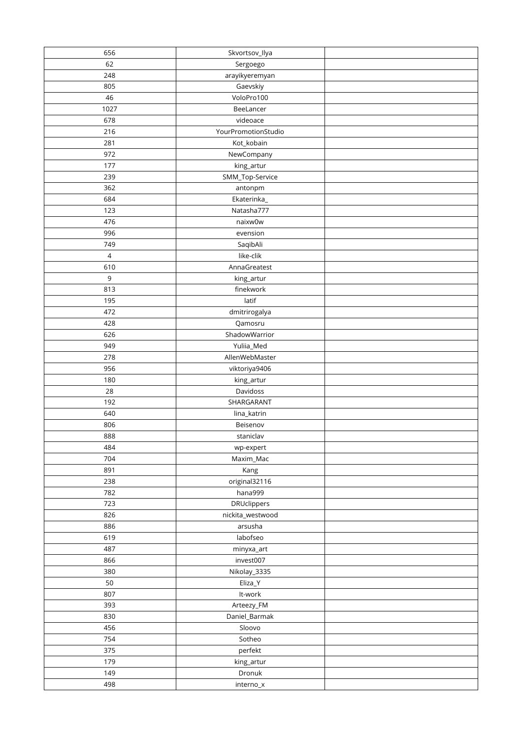| 656 | Skvortsov_Ilya | |
|---|---|---|
| 62 | Sergoego | |
| 248 | arayikyeremyan | |
| 805 | Gaevskiy | |
| 46 | VoloPro100 | |
| 1027 | BeeLancer | |
| 678 | videoace | |
| 216 | YourPromotionStudio | |
| 281 | Kot_kobain | |
| 972 | NewCompany | |
| 177 | king_artur | |
| 239 | SMM_Top-Service | |
| 362 | antonpm | |
| 684 | Ekaterinka_ | |
| 123 | Natasha777 | |
| 476 | naixw0w | |
| 996 | evension | |
| 749 | SaqibAli | |
| 4 | like-clik | |
| 610 | AnnaGreatest | |
| 9 | king_artur | |
| 813 | finekwork | |
| 195 | latif | |
| 472 | dmitrirogalya | |
| 428 | Qamosru | |
| 626 | ShadowWarrior | |
| 949 | Yuliia_Med | |
| 278 | AllenWebMaster | |
| 956 | viktoriya9406 | |
| 180 | king_artur | |
| 28 | Davidoss | |
| 192 | SHARGARANT | |
| 640 | lina_katrin | |
| 806 | Beisenov | |
| 888 | staniclav | |
| 484 | wp-expert | |
| 704 | Maxim_Mac | |
| 891 | Kang | |
| 238 | original32116 | |
| 782 | hana999 | |
| 723 | DRUclippers | |
| 826 | nickita_westwood | |
| 886 | arsusha | |
| 619 | labofseo | |
| 487 | minyxa_art | |
| 866 | invest007 | |
| 380 | Nikolay_3335 | |
| 50 | Eliza_Y | |
| 807 | It-work | |
| 393 | Arteezy_FM | |
| 830 | Daniel_Barmak | |
| 456 | Sloovo | |
| 754 | Sotheo | |
| 375 | perfekt | |
| 179 | king_artur | |
| 149 | Dronuk | |
| 498 | interno_x | |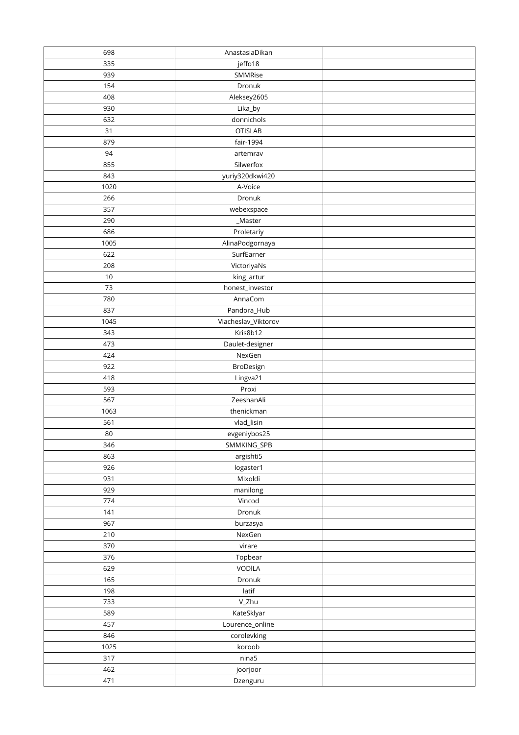| 698 | AnastasiaDikan | |
|---|---|---|
| 335 | jeffo18 | |
| 939 | SMMRise | |
| 154 | Dronuk | |
| 408 | Aleksey2605 | |
| 930 | Lika_by | |
| 632 | donnichols | |
| 31 | OTISLAB | |
| 879 | fair-1994 | |
| 94 | artemrav | |
| 855 | Silwerfox | |
| 843 | yuriy320dkwi420 | |
| 1020 | A-Voice | |
| 266 | Dronuk | |
| 357 | webexspace | |
| 290 | _Master | |
| 686 | Proletariy | |
| 1005 | AlinaPodgornaya | |
| 622 | SurfEarner | |
| 208 | VictoriyaNs | |
| 10 | king_artur | |
| 73 | honest_investor | |
| 780 | AnnaCom | |
| 837 | Pandora_Hub | |
| 1045 | Viacheslav_Viktorov | |
| 343 | Kris8b12 | |
| 473 | Daulet-designer | |
| 424 | NexGen | |
| 922 | BroDesign | |
| 418 | Lingva21 | |
| 593 | Proxi | |
| 567 | ZeeshanAli | |
| 1063 | thenickman | |
| 561 | vlad_lisin | |
| 80 | evgeniybos25 | |
| 346 | SMMKING_SPB | |
| 863 | argishti5 | |
| 926 | logaster1 | |
| 931 | Mixoldi | |
| 929 | manilong | |
| 774 | Vincod | |
| 141 | Dronuk | |
| 967 | burzasya | |
| 210 | NexGen | |
| 370 | virare | |
| 376 | Topbear | |
| 629 | VODILA | |
| 165 | Dronuk | |
| 198 | latif | |
| 733 | V_Zhu | |
| 589 | KateSklyar | |
| 457 | Lourence_online | |
| 846 | corolevking | |
| 1025 | koroob | |
| 317 | nina5 | |
| 462 | joorjoor | |
| 471 | Dzenguru | |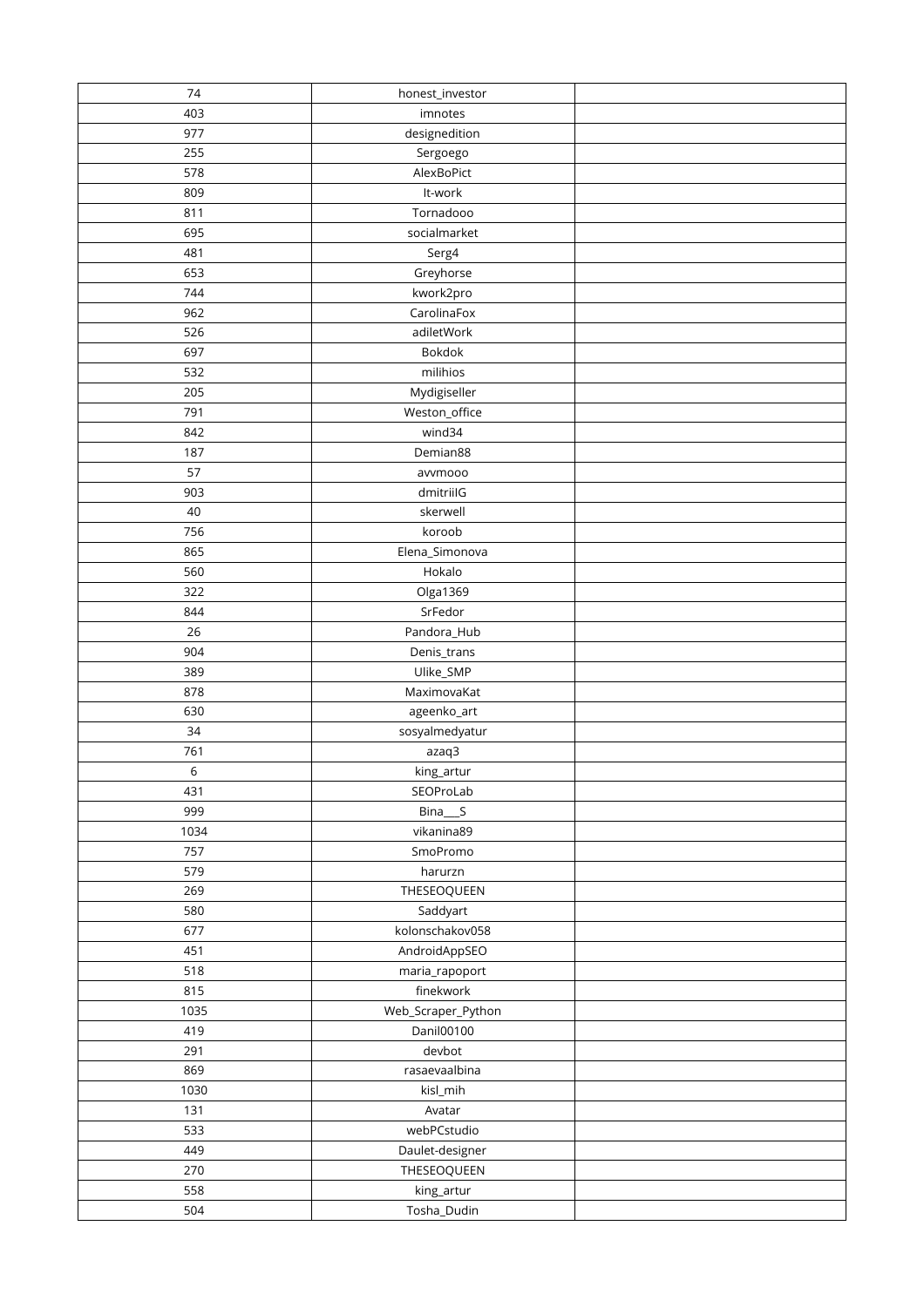| 74 | honest_investor | |
|---|---|---|
| 403 | imnotes | |
| 977 | designedition | |
| 255 | Sergoego | |
| 578 | AlexBoPict | |
| 809 | It-work | |
| 811 | Tornadooo | |
| 695 | socialmarket | |
| 481 | Serg4 | |
| 653 | Greyhorse | |
| 744 | kwork2pro | |
| 962 | CarolinaFox | |
| 526 | adiletWork | |
| 697 | Bokdok | |
| 532 | milihios | |
| 205 | Mydigiseller | |
| 791 | Weston_office | |
| 842 | wind34 | |
| 187 | Demian88 | |
| 57 | avvmooo | |
| 903 | dmitriilG | |
| 40 | skerwell | |
| 756 | koroob | |
| 865 | Elena_Simonova | |
| 560 | Hokalo | |
| 322 | Olga1369 | |
| 844 | SrFedor | |
| 26 | Pandora_Hub | |
| 904 | Denis_trans | |
| 389 | Ulike_SMP | |
| 878 | MaximovaKat | |
| 630 | ageenko_art | |
| 34 | sosyalmedyatur | |
| 761 | azaq3 | |
| 6 | king_artur | |
| 431 | SEOProLab | |
| 999 | Bina__S | |
| 1034 | vikanina89 | |
| 757 | SmoPromo | |
| 579 | harurzn | |
| 269 | THESEOQUEEN | |
| 580 | Saddyart | |
| 677 | kolonschakov058 | |
| 451 | AndroidAppSEO | |
| 518 | maria_rapoport | |
| 815 | finekwork | |
| 1035 | Web_Scraper_Python | |
| 419 | Danil00100 | |
| 291 | devbot | |
| 869 | rasaevaalbina | |
| 1030 | kisl_mih | |
| 131 | Avatar | |
| 533 | webPCstudio | |
| 449 | Daulet-designer | |
| 270 | THESEOQUEEN | |
| 558 | king_artur | |
| 504 | Tosha_Dudin | |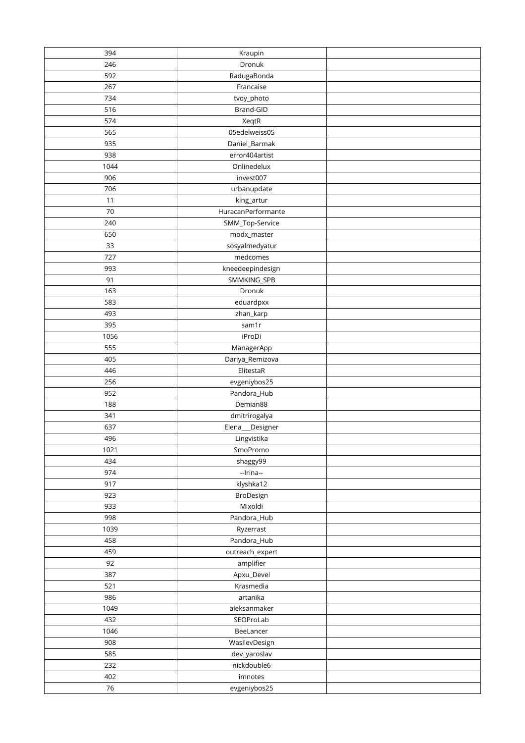| | | |
|---|---|---|
| 394 | Kraupin | |
| 246 | Dronuk | |
| 592 | RadugaBonda | |
| 267 | Francaise | |
| 734 | tvoy_photo | |
| 516 | Brand-GID | |
| 574 | XeqtR | |
| 565 | 05edelweiss05 | |
| 935 | Daniel_Barmak | |
| 938 | error404artist | |
| 1044 | Onlinedelux | |
| 906 | invest007 | |
| 706 | urbanupdate | |
| 11 | king_artur | |
| 70 | HuracanPerformante | |
| 240 | SMM_Top-Service | |
| 650 | modx_master | |
| 33 | sosyalmedyatur | |
| 727 | medcomes | |
| 993 | kneedeepindesign | |
| 91 | SMMKING_SPB | |
| 163 | Dronuk | |
| 583 | eduardpxx | |
| 493 | zhan_karp | |
| 395 | sam1r | |
| 1056 | iProDi | |
| 555 | ManagerApp | |
| 405 | Dariya_Remizova | |
| 446 | ElitestaR | |
| 256 | evgeniybos25 | |
| 952 | Pandora_Hub | |
| 188 | Demian88 | |
| 341 | dmitrirogalya | |
| 637 | Elena__Designer | |
| 496 | Lingvistika | |
| 1021 | SmoPromo | |
| 434 | shaggy99 | |
| 974 | --Irina-- | |
| 917 | klyshka12 | |
| 923 | BroDesign | |
| 933 | Mixoldi | |
| 998 | Pandora_Hub | |
| 1039 | Ryzerrast | |
| 458 | Pandora_Hub | |
| 459 | outreach_expert | |
| 92 | amplifier | |
| 387 | Apxu_Devel | |
| 521 | Krasmedia | |
| 986 | artanika | |
| 1049 | aleksanmaker | |
| 432 | SEOProLab | |
| 1046 | BeeLancer | |
| 908 | WasilevDesign | |
| 585 | dev_yaroslav | |
| 232 | nickdouble6 | |
| 402 | imnotes | |
| 76 | evgeniybos25 | |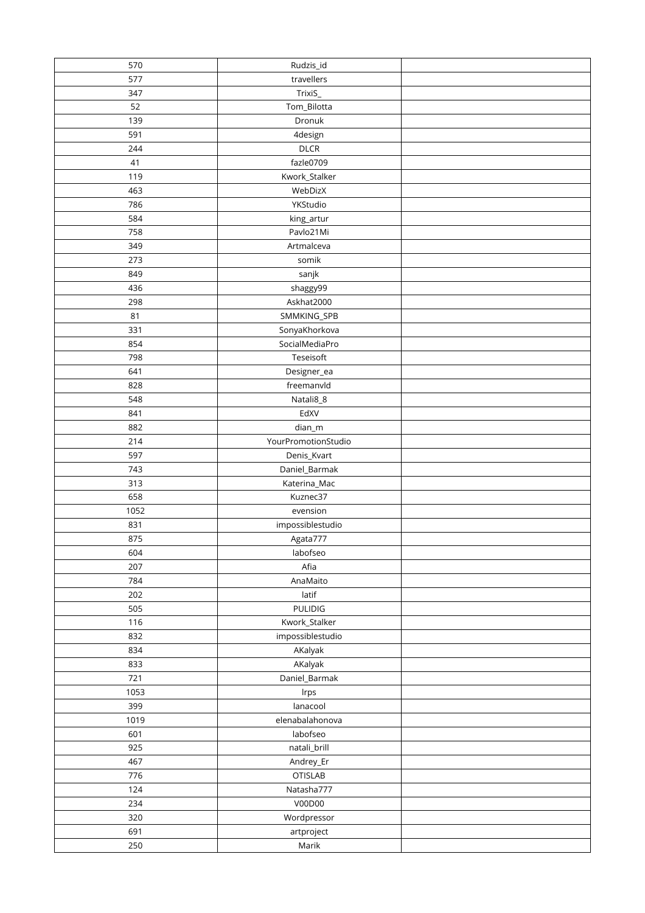| | | |
|---|---|---|
| 570 | Rudzis_id | |
| 577 | travellers | |
| 347 | TrixiS_ | |
| 52 | Tom_Bilotta | |
| 139 | Dronuk | |
| 591 | 4design | |
| 244 | DLCR | |
| 41 | fazle0709 | |
| 119 | Kwork_Stalker | |
| 463 | WebDizX | |
| 786 | YKStudio | |
| 584 | king_artur | |
| 758 | Pavlo21Mi | |
| 349 | Artmalceva | |
| 273 | somik | |
| 849 | sanjk | |
| 436 | shaggy99 | |
| 298 | Askhat2000 | |
| 81 | SMMKING_SPB | |
| 331 | SonyaKhorkova | |
| 854 | SocialMediaPro | |
| 798 | Teseisoft | |
| 641 | Designer_ea | |
| 828 | freemanvld | |
| 548 | Natali8_8 | |
| 841 | EdXV | |
| 882 | dian_m | |
| 214 | YourPromotionStudio | |
| 597 | Denis_Kvart | |
| 743 | Daniel_Barmak | |
| 313 | Katerina_Mac | |
| 658 | Kuznec37 | |
| 1052 | evension | |
| 831 | impossiblestudio | |
| 875 | Agata777 | |
| 604 | labofseo | |
| 207 | Afia | |
| 784 | AnaMaito | |
| 202 | latif | |
| 505 | PULIDIG | |
| 116 | Kwork_Stalker | |
| 832 | impossiblestudio | |
| 834 | AKalyak | |
| 833 | AKalyak | |
| 721 | Daniel_Barmak | |
| 1053 | lrps | |
| 399 | lanacool | |
| 1019 | elenabalahonova | |
| 601 | labofseo | |
| 925 | natali_brill | |
| 467 | Andrey_Er | |
| 776 | OTISLAB | |
| 124 | Natasha777 | |
| 234 | V00D00 | |
| 320 | Wordpressor | |
| 691 | artproject | |
| 250 | Marik | |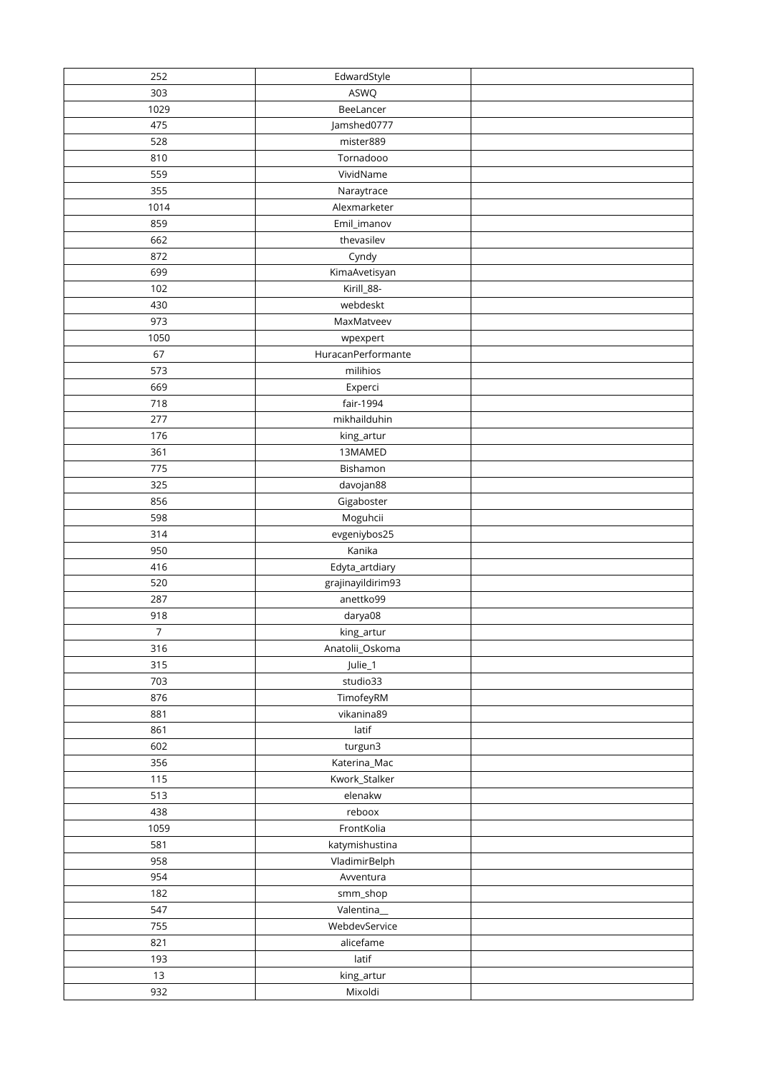| 252 | EdwardStyle | |
|---|---|---|
| 303 | ASWQ | |
| 1029 | BeeLancer | |
| 475 | Jamshed0777 | |
| 528 | mister889 | |
| 810 | Tornadooo | |
| 559 | VividName | |
| 355 | Naraytrace | |
| 1014 | Alexmarketer | |
| 859 | Emil_imanov | |
| 662 | thevasilev | |
| 872 | Cyndy | |
| 699 | KimaAvetisyan | |
| 102 | Kirill_88- | |
| 430 | webdeskt | |
| 973 | MaxMatveev | |
| 1050 | wpexpert | |
| 67 | HuracanPerformante | |
| 573 | milihios | |
| 669 | Experci | |
| 718 | fair-1994 | |
| 277 | mikhailduhin | |
| 176 | king_artur | |
| 361 | 13MAMED | |
| 775 | Bishamon | |
| 325 | davojan88 | |
| 856 | Gigaboster | |
| 598 | Moguhcii | |
| 314 | evgeniybos25 | |
| 950 | Kanika | |
| 416 | Edyta_artdiary | |
| 520 | grajinayildirim93 | |
| 287 | anettko99 | |
| 918 | darya08 | |
| 7 | king_artur | |
| 316 | Anatolii_Oskoma | |
| 315 | Julie_1 | |
| 703 | studio33 | |
| 876 | TimofeyRM | |
| 881 | vikanina89 | |
| 861 | latif | |
| 602 | turgun3 | |
| 356 | Katerina_Mac | |
| 115 | Kwork_Stalker | |
| 513 | elenakw | |
| 438 | reboox | |
| 1059 | FrontKolia | |
| 581 | katymishustina | |
| 958 | VladimirBelph | |
| 954 | Avventura | |
| 182 | smm_shop | |
| 547 | Valentina__ | |
| 755 | WebdevService | |
| 821 | alicefame | |
| 193 | latif | |
| 13 | king_artur | |
| 932 | Mixoldi | |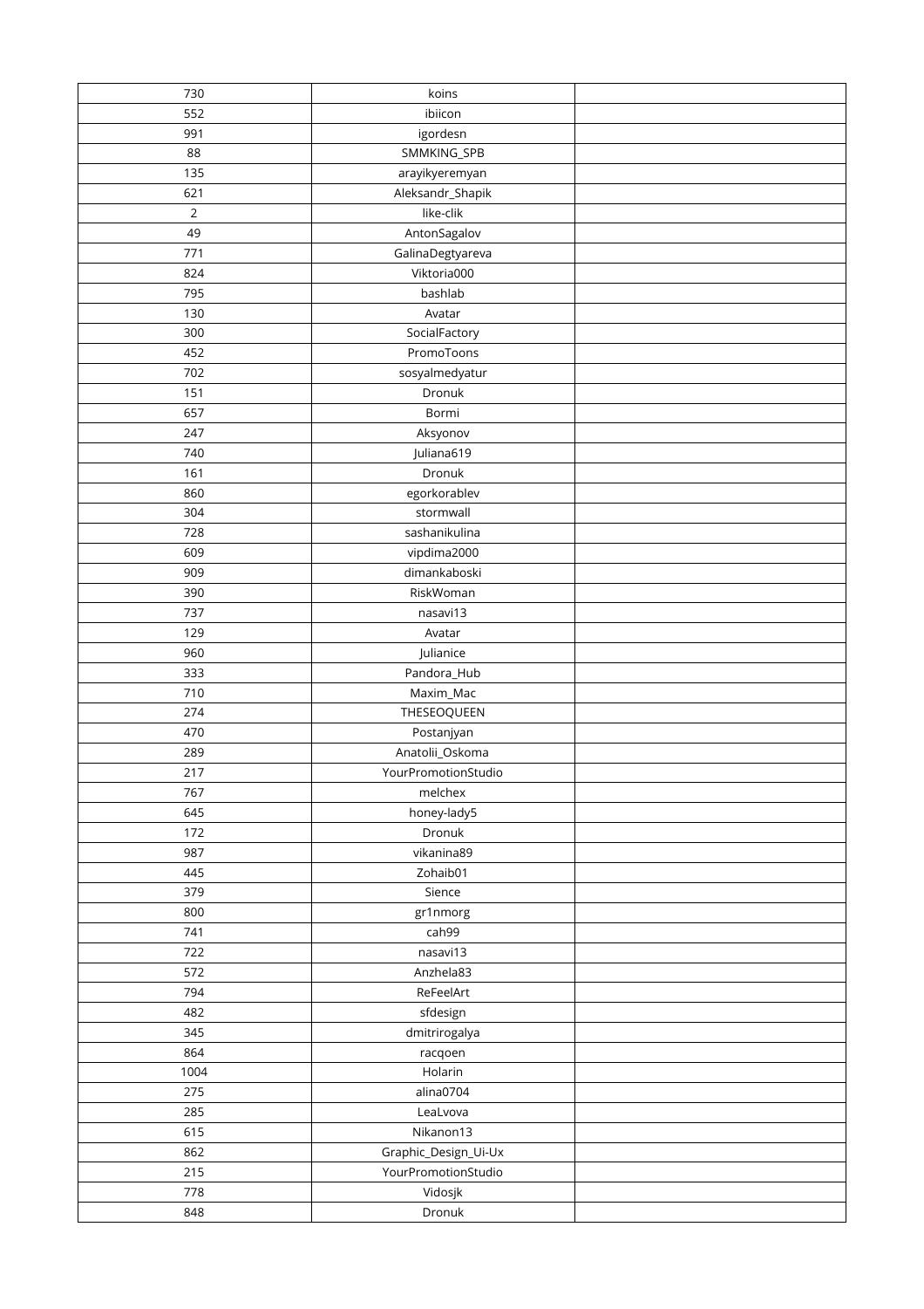| | | |
|---|---|---|
| 730 | koins | |
| 552 | ibiicon | |
| 991 | igordesn | |
| 88 | SMMKING_SPB | |
| 135 | arayikyeremyan | |
| 621 | Aleksandr_Shapik | |
| 2 | like-clik | |
| 49 | AntonSagalov | |
| 771 | GalinaDegtyareva | |
| 824 | Viktoria000 | |
| 795 | bashlab | |
| 130 | Avatar | |
| 300 | SocialFactory | |
| 452 | PromoToons | |
| 702 | sosyalmedyatur | |
| 151 | Dronuk | |
| 657 | Bormi | |
| 247 | Aksyonov | |
| 740 | Juliana619 | |
| 161 | Dronuk | |
| 860 | egorkorablev | |
| 304 | stormwall | |
| 728 | sashanikulina | |
| 609 | vipdima2000 | |
| 909 | dimankaboski | |
| 390 | RiskWoman | |
| 737 | nasavi13 | |
| 129 | Avatar | |
| 960 | Julianice | |
| 333 | Pandora_Hub | |
| 710 | Maxim_Mac | |
| 274 | THESEOQUEEN | |
| 470 | Postanjyan | |
| 289 | Anatolii_Oskoma | |
| 217 | YourPromotionStudio | |
| 767 | melchex | |
| 645 | honey-lady5 | |
| 172 | Dronuk | |
| 987 | vikanina89 | |
| 445 | Zohaib01 | |
| 379 | Sience | |
| 800 | gr1nmorg | |
| 741 | cah99 | |
| 722 | nasavi13 | |
| 572 | Anzhela83 | |
| 794 | ReFeelArt | |
| 482 | sfdesign | |
| 345 | dmitrirogalya | |
| 864 | racqoen | |
| 1004 | Holarin | |
| 275 | alina0704 | |
| 285 | LeaLvova | |
| 615 | Nikanon13 | |
| 862 | Graphic_Design_Ui-Ux | |
| 215 | YourPromotionStudio | |
| 778 | Vidosjk | |
| 848 | Dronuk | |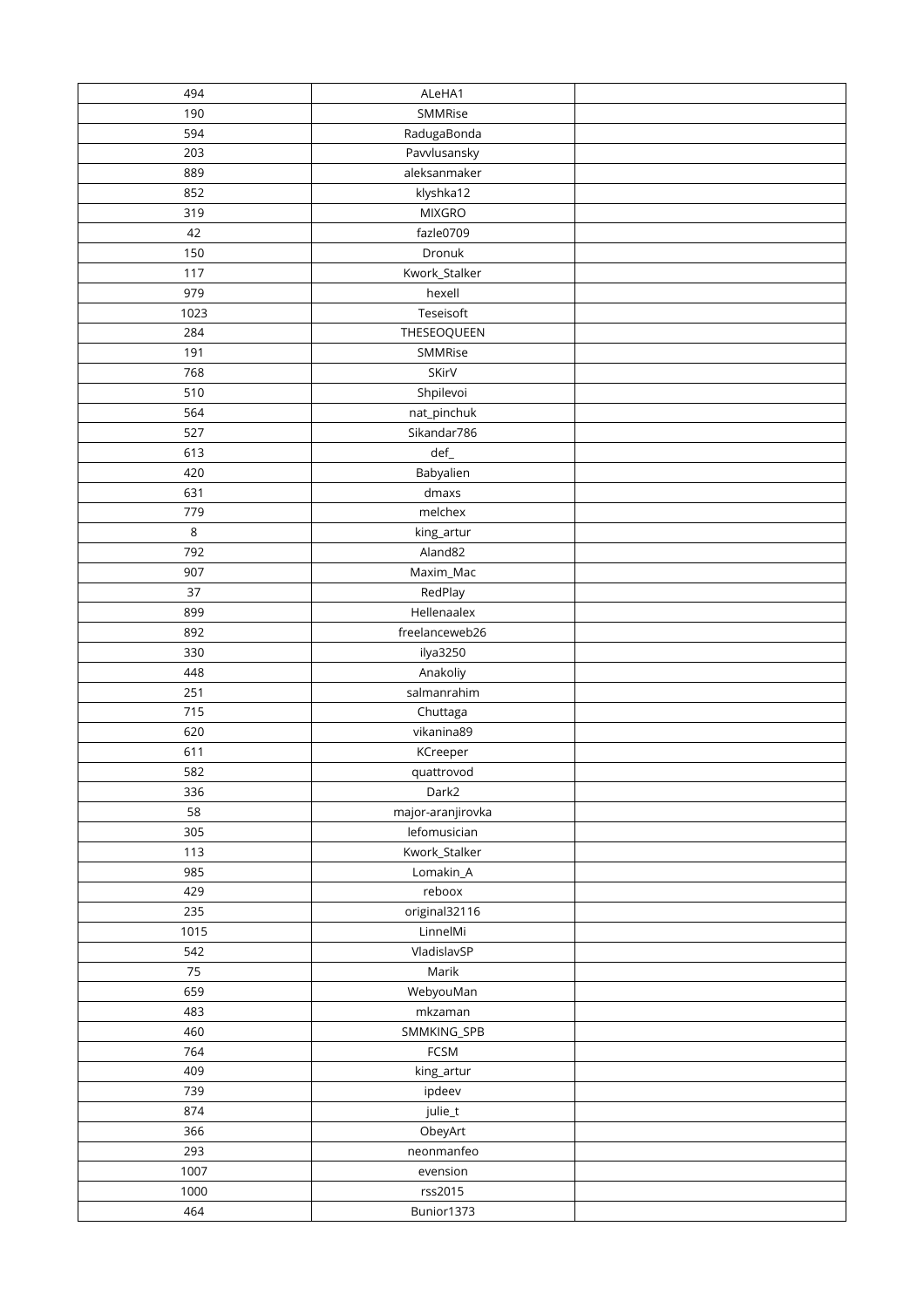| | | |
|---|---|---|
| 494 | ALeHA1 | |
| 190 | SMMRise | |
| 594 | RadugaBonda | |
| 203 | Pavvlusansky | |
| 889 | aleksanmaker | |
| 852 | klyshka12 | |
| 319 | MIXGRO | |
| 42 | fazle0709 | |
| 150 | Dronuk | |
| 117 | Kwork_Stalker | |
| 979 | hexell | |
| 1023 | Teseisoft | |
| 284 | THESEOQUEEN | |
| 191 | SMMRise | |
| 768 | SKirV | |
| 510 | Shpilevoi | |
| 564 | nat_pinchuk | |
| 527 | Sikandar786 | |
| 613 | def_ | |
| 420 | Babyalien | |
| 631 | dmaxs | |
| 779 | melchex | |
| 8 | king_artur | |
| 792 | Aland82 | |
| 907 | Maxim_Mac | |
| 37 | RedPlay | |
| 899 | Hellenaalex | |
| 892 | freelanceweb26 | |
| 330 | ilya3250 | |
| 448 | Anakoliy | |
| 251 | salmanrahim | |
| 715 | Chuttaga | |
| 620 | vikanina89 | |
| 611 | KCreeper | |
| 582 | quattrovod | |
| 336 | Dark2 | |
| 58 | major-aranjirovka | |
| 305 | lefomusician | |
| 113 | Kwork_Stalker | |
| 985 | Lomakin_A | |
| 429 | reboox | |
| 235 | original32116 | |
| 1015 | LinnelMi | |
| 542 | VladislavSP | |
| 75 | Marik | |
| 659 | WebyouMan | |
| 483 | mkzaman | |
| 460 | SMMKING_SPB | |
| 764 | FCSM | |
| 409 | king_artur | |
| 739 | ipdeev | |
| 874 | julie_t | |
| 366 | ObeyArt | |
| 293 | neonmanfeo | |
| 1007 | evension | |
| 1000 | rss2015 | |
| 464 | Bunior1373 | |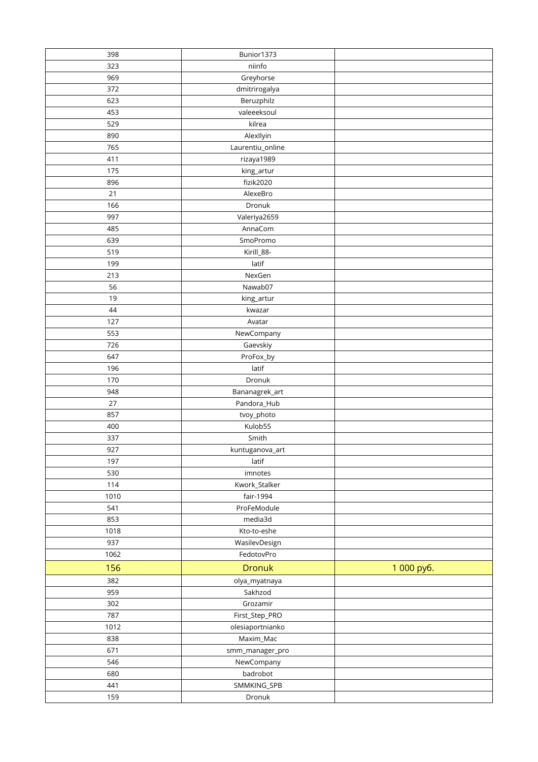| 398 | Bunior1373 | |
|---|---|---|
| 323 | niinfo | |
| 969 | Greyhorse | |
| 372 | dmitrirogalya | |
| 623 | Beruzphilz | |
| 453 | valeeeksoul | |
| 529 | kilrea | |
| 890 | AlexIlyin | |
| 765 | Laurentiu_online | |
| 411 | rizaya1989 | |
| 175 | king_artur | |
| 896 | fizik2020 | |
| 21 | AlexeBro | |
| 166 | Dronuk | |
| 997 | Valeriya2659 | |
| 485 | AnnaCom | |
| 639 | SmoPromo | |
| 519 | Kirill_88- | |
| 199 | latif | |
| 213 | NexGen | |
| 56 | Nawab07 | |
| 19 | king_artur | |
| 44 | kwazar | |
| 127 | Avatar | |
| 553 | NewCompany | |
| 726 | Gaevskiy | |
| 647 | ProFox_by | |
| 196 | latif | |
| 170 | Dronuk | |
| 948 | Bananagrek_art | |
| 27 | Pandora_Hub | |
| 857 | tvoy_photo | |
| 400 | Kulob55 | |
| 337 | Smith | |
| 927 | kuntuganova_art | |
| 197 | latif | |
| 530 | imnotes | |
| 114 | Kwork_Stalker | |
| 1010 | fair-1994 | |
| 541 | ProFeModule | |
| 853 | media3d | |
| 1018 | Kto-to-eshe | |
| 937 | WasilevDesign | |
| 1062 | FedotovPro | |
| 156 | Dronuk | 1 000 руб. |
| 382 | olya_myatnaya | |
| 959 | Sakhzod | |
| 302 | Grozamir | |
| 787 | First_Step_PRO | |
| 1012 | olesiaportnianko | |
| 838 | Maxim_Mac | |
| 671 | smm_manager_pro | |
| 546 | NewCompany | |
| 680 | badrobot | |
| 441 | SMMKING_SPB | |
| 159 | Dronuk | |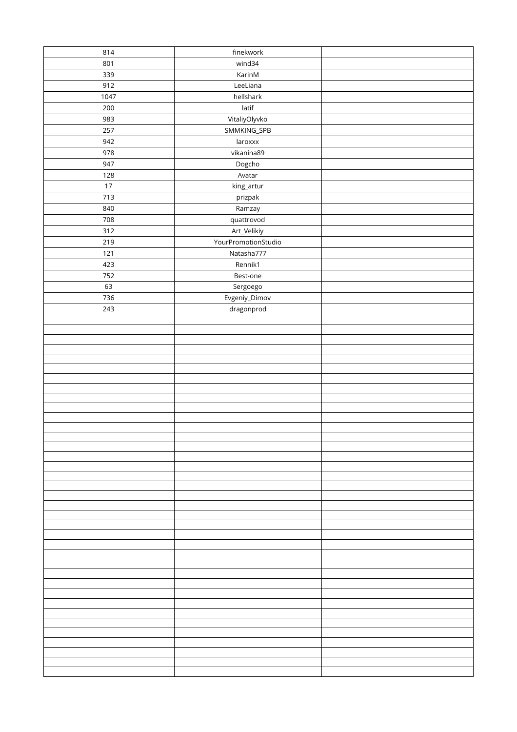| 814 | finekwork | |
|---|---|---|
| 801 | wind34 | |
| 339 | KarinM | |
| 912 | LeeLiana | |
| 1047 | hellshark | |
| 200 | latif | |
| 983 | VitaliyOlyvko | |
| 257 | SMMKING_SPB | |
| 942 | laroxxx | |
| 978 | vikanina89 | |
| 947 | Dogcho | |
| 128 | Avatar | |
| 17 | king_artur | |
| 713 | prizpak | |
| 840 | Ramzay | |
| 708 | quattrovod | |
| 312 | Art_Velikiy | |
| 219 | YourPromotionStudio | |
| 121 | Natasha777 | |
| 423 | Rennik1 | |
| 752 | Best-one | |
| 63 | Sergoego | |
| 736 | Evgeniy_Dimov | |
| 243 | dragonprod | |